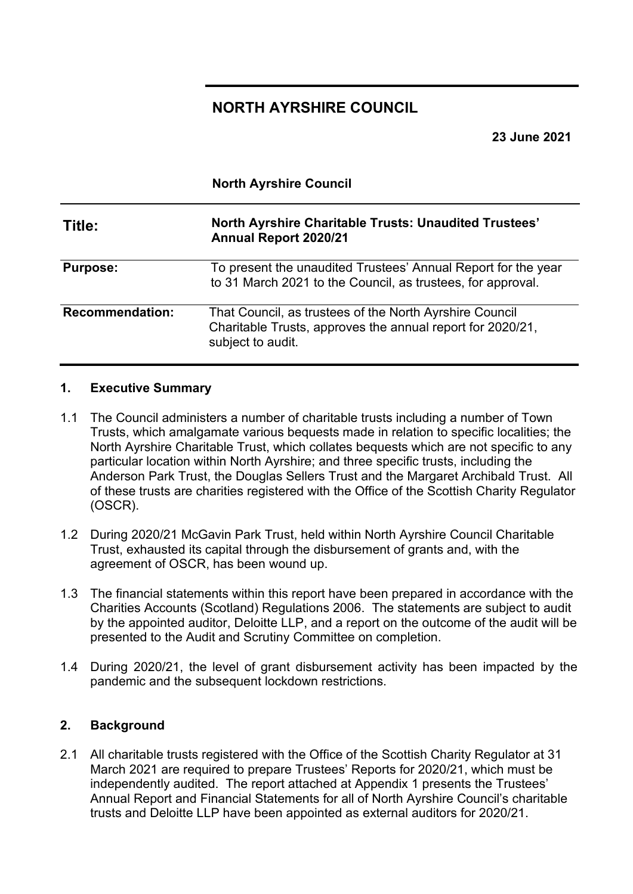# NORTH AYRSHIRE COUNCIL

**23 June 2021**

**North Ayrshire Council**

| | |
|---|---|
| **Title:** | **North Ayrshire Charitable Trusts: Unaudited Trustees' Annual Report 2020/21** |
| **Purpose:** | To present the unaudited Trustees' Annual Report for the year to 31 March 2021 to the Council, as trustees, for approval. |
| **Recommendation:** | That Council, as trustees of the North Ayrshire Council Charitable Trusts, approves the annual report for 2020/21, subject to audit. |

## 1. Executive Summary

1.1 The Council administers a number of charitable trusts including a number of Town Trusts, which amalgamate various bequests made in relation to specific localities; the North Ayrshire Charitable Trust, which collates bequests which are not specific to any particular location within North Ayrshire; and three specific trusts, including the Anderson Park Trust, the Douglas Sellers Trust and the Margaret Archibald Trust. All of these trusts are charities registered with the Office of the Scottish Charity Regulator (OSCR).

1.2 During 2020/21 McGavin Park Trust, held within North Ayrshire Council Charitable Trust, exhausted its capital through the disbursement of grants and, with the agreement of OSCR, has been wound up.

1.3 The financial statements within this report have been prepared in accordance with the Charities Accounts (Scotland) Regulations 2006. The statements are subject to audit by the appointed auditor, Deloitte LLP, and a report on the outcome of the audit will be presented to the Audit and Scrutiny Committee on completion.

1.4 During 2020/21, the level of grant disbursement activity has been impacted by the pandemic and the subsequent lockdown restrictions.

## 2. Background

2.1 All charitable trusts registered with the Office of the Scottish Charity Regulator at 31 March 2021 are required to prepare Trustees' Reports for 2020/21, which must be independently audited. The report attached at Appendix 1 presents the Trustees' Annual Report and Financial Statements for all of North Ayrshire Council's charitable trusts and Deloitte LLP have been appointed as external auditors for 2020/21.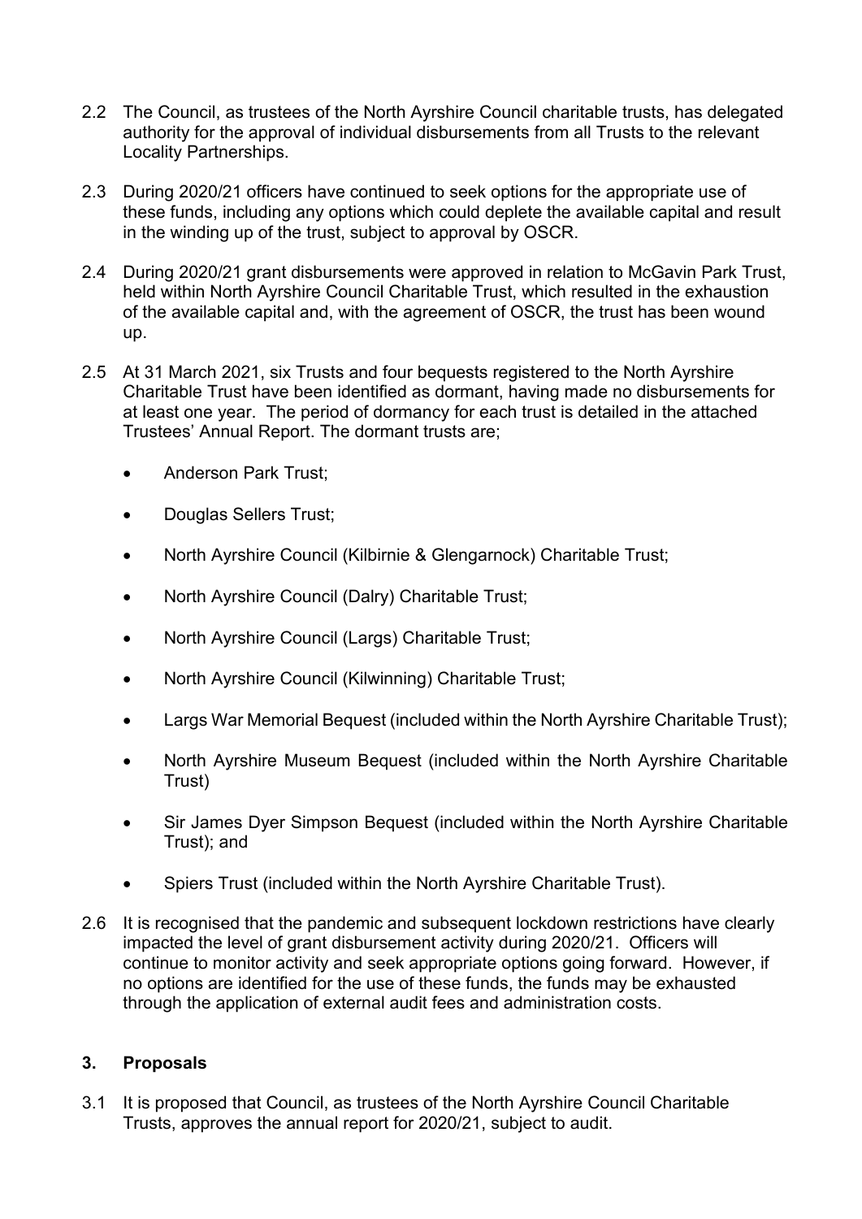2.2 The Council, as trustees of the North Ayrshire Council charitable trusts, has delegated authority for the approval of individual disbursements from all Trusts to the relevant Locality Partnerships.

2.3 During 2020/21 officers have continued to seek options for the appropriate use of these funds, including any options which could deplete the available capital and result in the winding up of the trust, subject to approval by OSCR.

2.4 During 2020/21 grant disbursements were approved in relation to McGavin Park Trust, held within North Ayrshire Council Charitable Trust, which resulted in the exhaustion of the available capital and, with the agreement of OSCR, the trust has been wound up.

2.5 At 31 March 2021, six Trusts and four bequests registered to the North Ayrshire Charitable Trust have been identified as dormant, having made no disbursements for at least one year. The period of dormancy for each trust is detailed in the attached Trustees' Annual Report. The dormant trusts are;

- Anderson Park Trust;
- Douglas Sellers Trust;
- North Ayrshire Council (Kilbirnie & Glengarnock) Charitable Trust;
- North Ayrshire Council (Dalry) Charitable Trust;
- North Ayrshire Council (Largs) Charitable Trust;
- North Ayrshire Council (Kilwinning) Charitable Trust;
- Largs War Memorial Bequest (included within the North Ayrshire Charitable Trust);
- North Ayrshire Museum Bequest (included within the North Ayrshire Charitable Trust)
- Sir James Dyer Simpson Bequest (included within the North Ayrshire Charitable Trust); and
- Spiers Trust (included within the North Ayrshire Charitable Trust).

2.6 It is recognised that the pandemic and subsequent lockdown restrictions have clearly impacted the level of grant disbursement activity during 2020/21. Officers will continue to monitor activity and seek appropriate options going forward. However, if no options are identified for the use of these funds, the funds may be exhausted through the application of external audit fees and administration costs.

## 3. Proposals

3.1 It is proposed that Council, as trustees of the North Ayrshire Council Charitable Trusts, approves the annual report for 2020/21, subject to audit.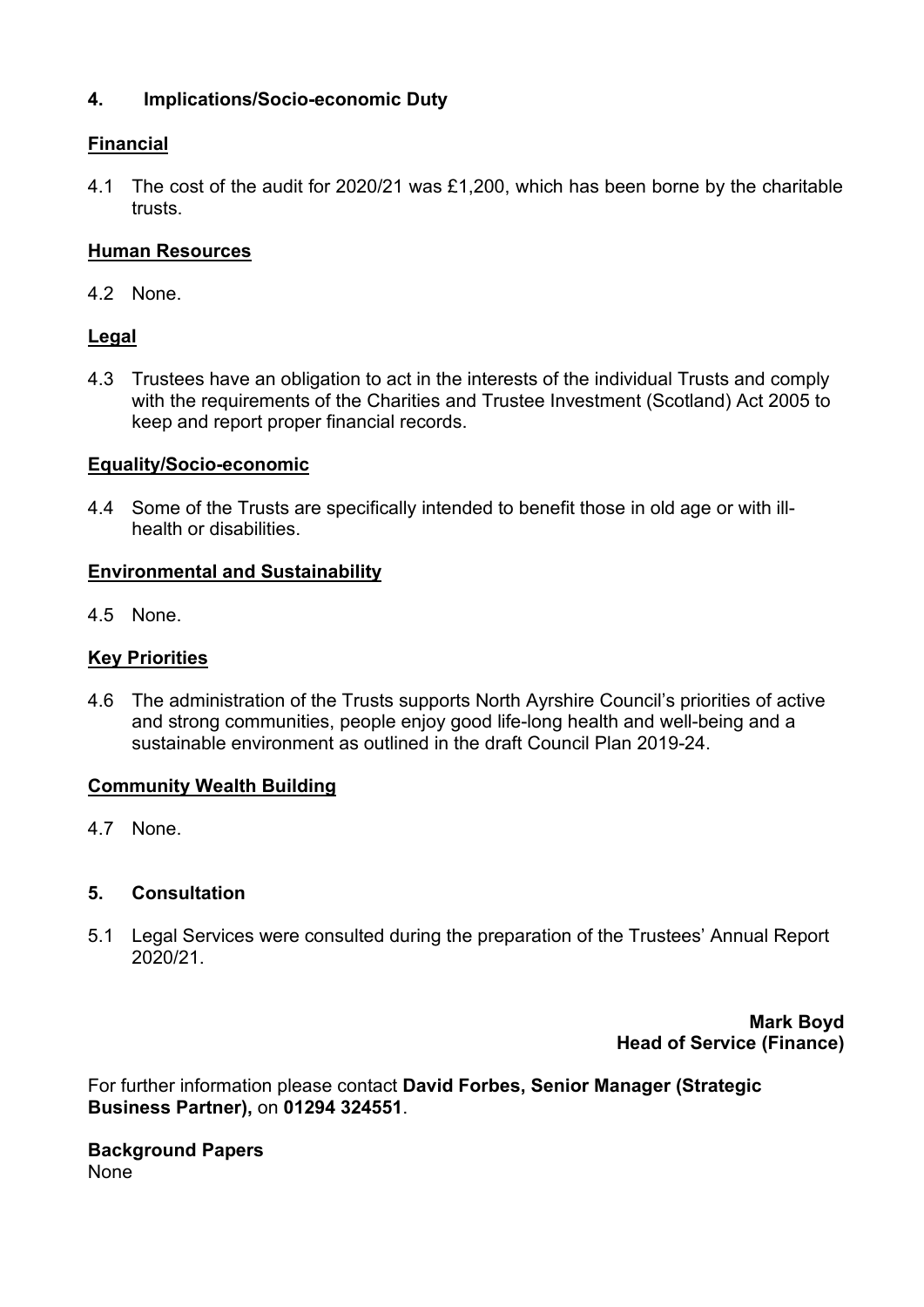## 4. Implications/Socio-economic Duty

**Financial**

4.1 The cost of the audit for 2020/21 was £1,200, which has been borne by the charitable trusts.

**Human Resources**

4.2 None.

**Legal**

4.3 Trustees have an obligation to act in the interests of the individual Trusts and comply with the requirements of the Charities and Trustee Investment (Scotland) Act 2005 to keep and report proper financial records.

**Equality/Socio-economic**

4.4 Some of the Trusts are specifically intended to benefit those in old age or with ill-health or disabilities.

**Environmental and Sustainability**

4.5 None.

**Key Priorities**

4.6 The administration of the Trusts supports North Ayrshire Council's priorities of active and strong communities, people enjoy good life-long health and well-being and a sustainable environment as outlined in the draft Council Plan 2019-24.

**Community Wealth Building**

4.7 None.

## 5. Consultation

5.1 Legal Services were consulted during the preparation of the Trustees' Annual Report 2020/21.

**Mark Boyd**
**Head of Service (Finance)**

For further information please contact **David Forbes, Senior Manager (Strategic Business Partner),** on **01294 324551**.

**Background Papers**
None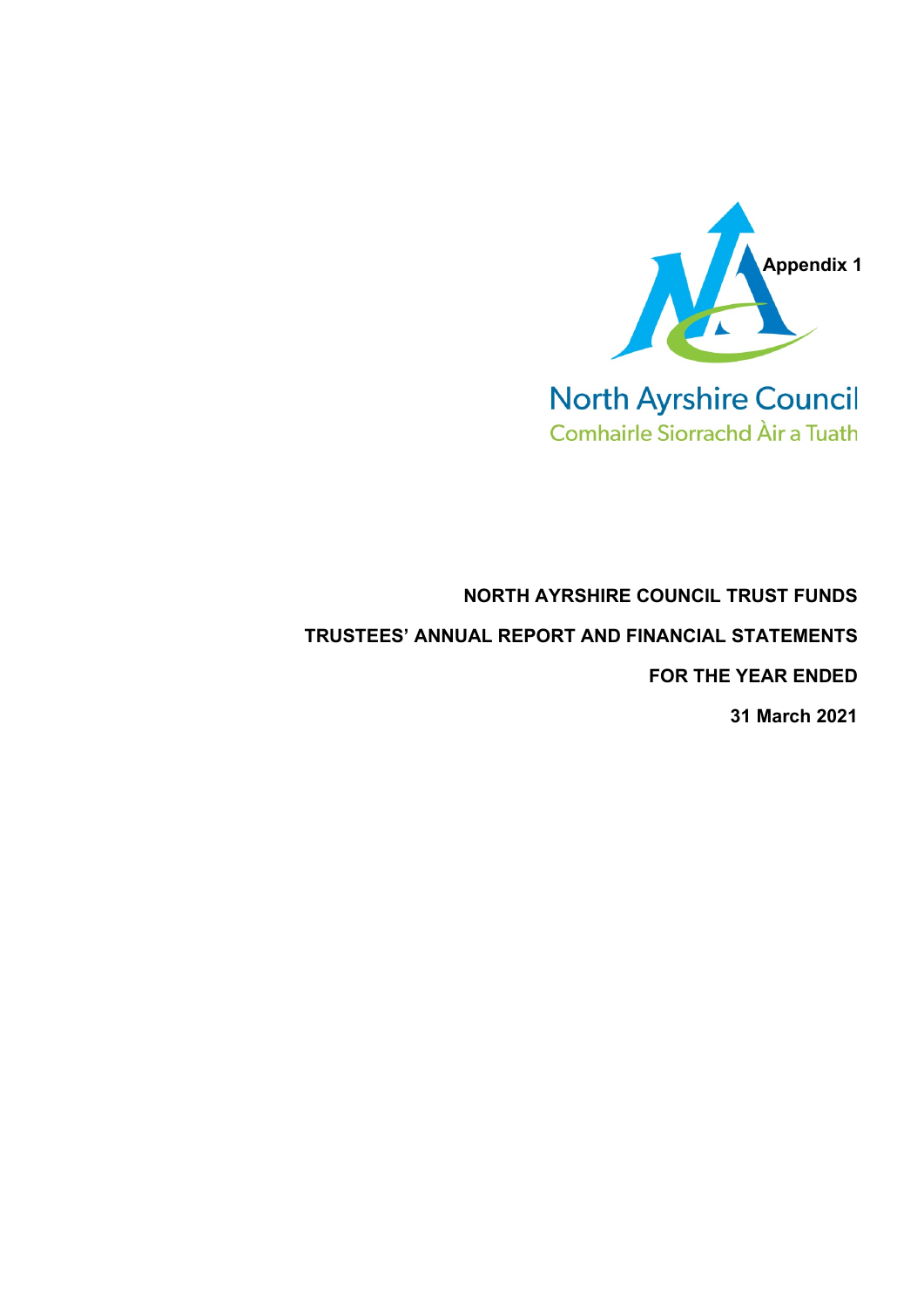Appendix 1

North Ayrshire Council
Comhairle Siorrachd Àir a Tuath

**NORTH AYRSHIRE COUNCIL TRUST FUNDS**

**TRUSTEES' ANNUAL REPORT AND FINANCIAL STATEMENTS**

**FOR THE YEAR ENDED**

**31 March 2021**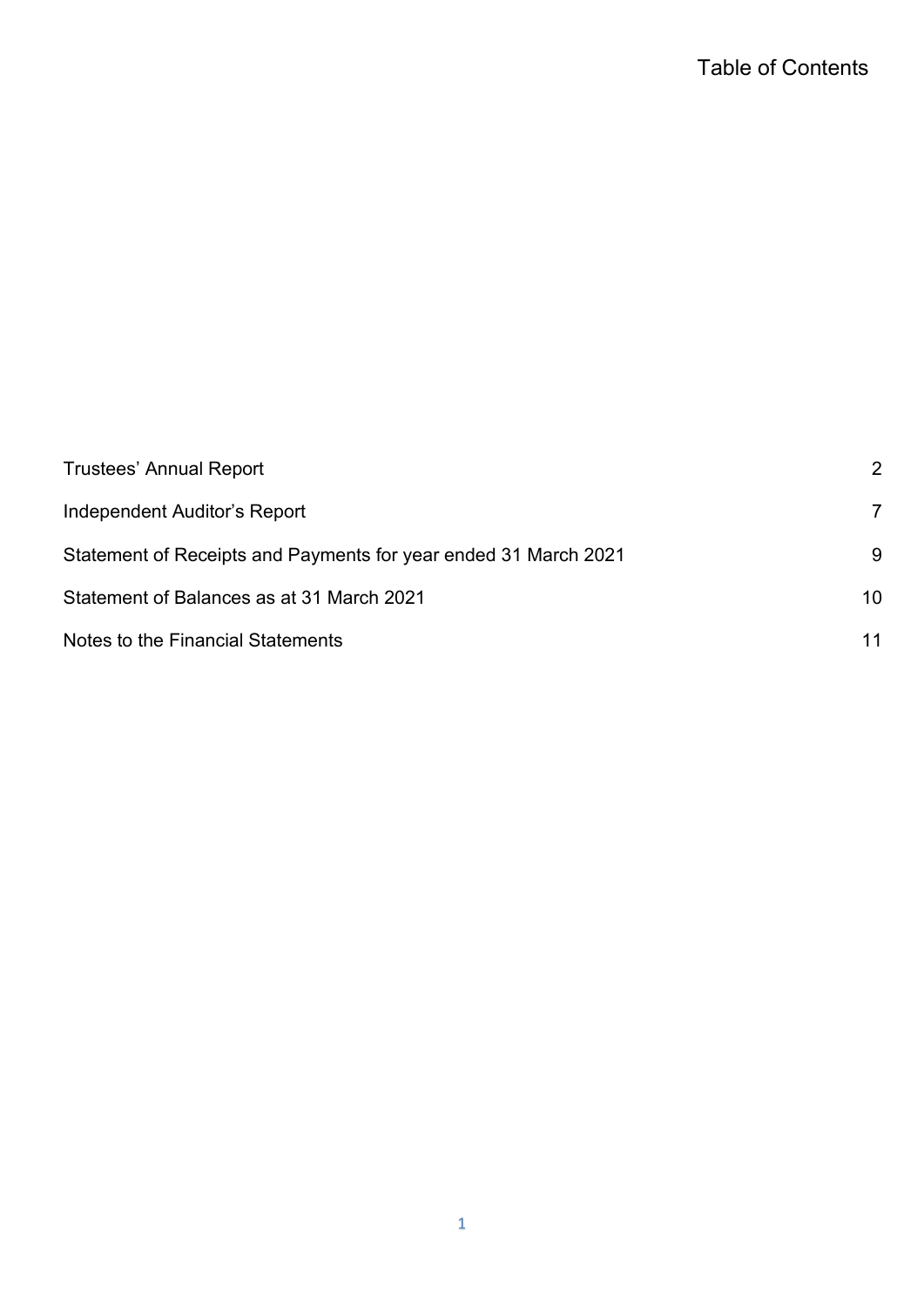# Table of Contents

| | |
|---|---|
| Trustees' Annual Report | 2 |
| Independent Auditor's Report | 7 |
| Statement of Receipts and Payments for year ended 31 March 2021 | 9 |
| Statement of Balances as at 31 March 2021 | 10 |
| Notes to the Financial Statements | 11 |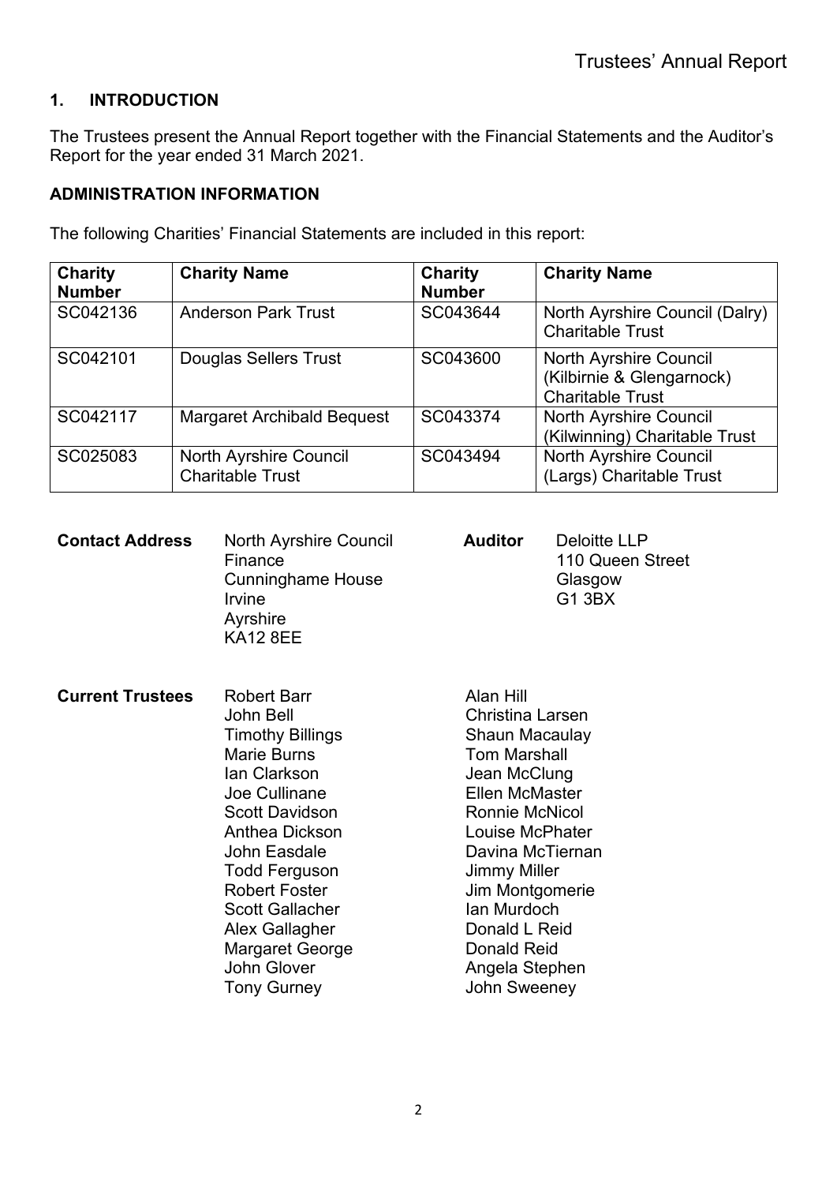## 1. INTRODUCTION

The Trustees present the Annual Report together with the Financial Statements and the Auditor's Report for the year ended 31 March 2021.

### ADMINISTRATION INFORMATION

The following Charities' Financial Statements are included in this report:

| Charity Number | Charity Name | Charity Number | Charity Name |
|---|---|---|---|
| SC042136 | Anderson Park Trust | SC043644 | North Ayrshire Council (Dalry) Charitable Trust |
| SC042101 | Douglas Sellers Trust | SC043600 | North Ayrshire Council (Kilbirnie & Glengarnock) Charitable Trust |
| SC042117 | Margaret Archibald Bequest | SC043374 | North Ayrshire Council (Kilwinning) Charitable Trust |
| SC025083 | North Ayrshire Council Charitable Trust | SC043494 | North Ayrshire Council (Largs) Charitable Trust |

**Contact Address**

North Ayrshire Council
Finance
Cunninghame House
Irvine
Ayrshire
KA12 8EE

**Auditor**

Deloitte LLP
110 Queen Street
Glasgow
G1 3BX

**Current Trustees**

Robert Barr
John Bell
Timothy Billings
Marie Burns
Ian Clarkson
Joe Cullinane
Scott Davidson
Anthea Dickson
John Easdale
Todd Ferguson
Robert Foster
Scott Gallacher
Alex Gallagher
Margaret George
John Glover
Tony Gurney
Alan Hill
Christina Larsen
Shaun Macaulay
Tom Marshall
Jean McClung
Ellen McMaster
Ronnie McNicol
Louise McPhater
Davina McTiernan
Jimmy Miller
Jim Montgomerie
Ian Murdoch
Donald L Reid
Donald Reid
Angela Stephen
John Sweeney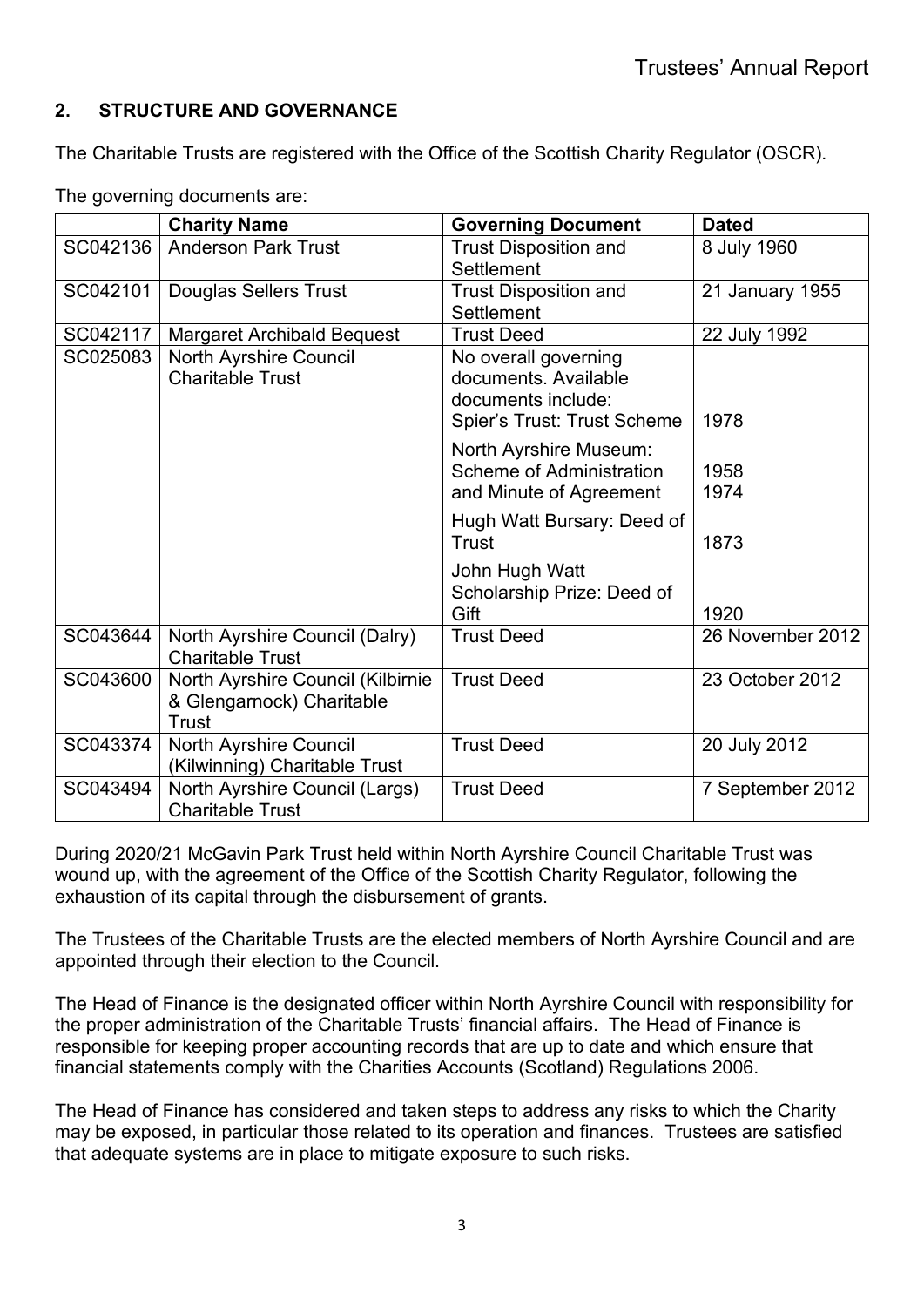## 2. STRUCTURE AND GOVERNANCE

The Charitable Trusts are registered with the Office of the Scottish Charity Regulator (OSCR).

The governing documents are:

| | Charity Name | Governing Document | Dated |
|---|---|---|---|
| SC042136 | Anderson Park Trust | Trust Disposition and Settlement | 8 July 1960 |
| SC042101 | Douglas Sellers Trust | Trust Disposition and Settlement | 21 January 1955 |
| SC042117 | Margaret Archibald Bequest | Trust Deed | 22 July 1992 |
| SC025083 | North Ayrshire Council Charitable Trust | No overall governing documents. Available documents include: Spier's Trust: Trust Scheme | 1978 |
| | | North Ayrshire Museum: Scheme of Administration and Minute of Agreement | 1958 1974 |
| | | Hugh Watt Bursary: Deed of Trust | 1873 |
| | | John Hugh Watt Scholarship Prize: Deed of Gift | 1920 |
| SC043644 | North Ayrshire Council (Dalry) Charitable Trust | Trust Deed | 26 November 2012 |
| SC043600 | North Ayrshire Council (Kilbirnie & Glengarnock) Charitable Trust | Trust Deed | 23 October 2012 |
| SC043374 | North Ayrshire Council (Kilwinning) Charitable Trust | Trust Deed | 20 July 2012 |
| SC043494 | North Ayrshire Council (Largs) Charitable Trust | Trust Deed | 7 September 2012 |

During 2020/21 McGavin Park Trust held within North Ayrshire Council Charitable Trust was wound up, with the agreement of the Office of the Scottish Charity Regulator, following the exhaustion of its capital through the disbursement of grants.

The Trustees of the Charitable Trusts are the elected members of North Ayrshire Council and are appointed through their election to the Council.

The Head of Finance is the designated officer within North Ayrshire Council with responsibility for the proper administration of the Charitable Trusts' financial affairs. The Head of Finance is responsible for keeping proper accounting records that are up to date and which ensure that financial statements comply with the Charities Accounts (Scotland) Regulations 2006.

The Head of Finance has considered and taken steps to address any risks to which the Charity may be exposed, in particular those related to its operation and finances. Trustees are satisfied that adequate systems are in place to mitigate exposure to such risks.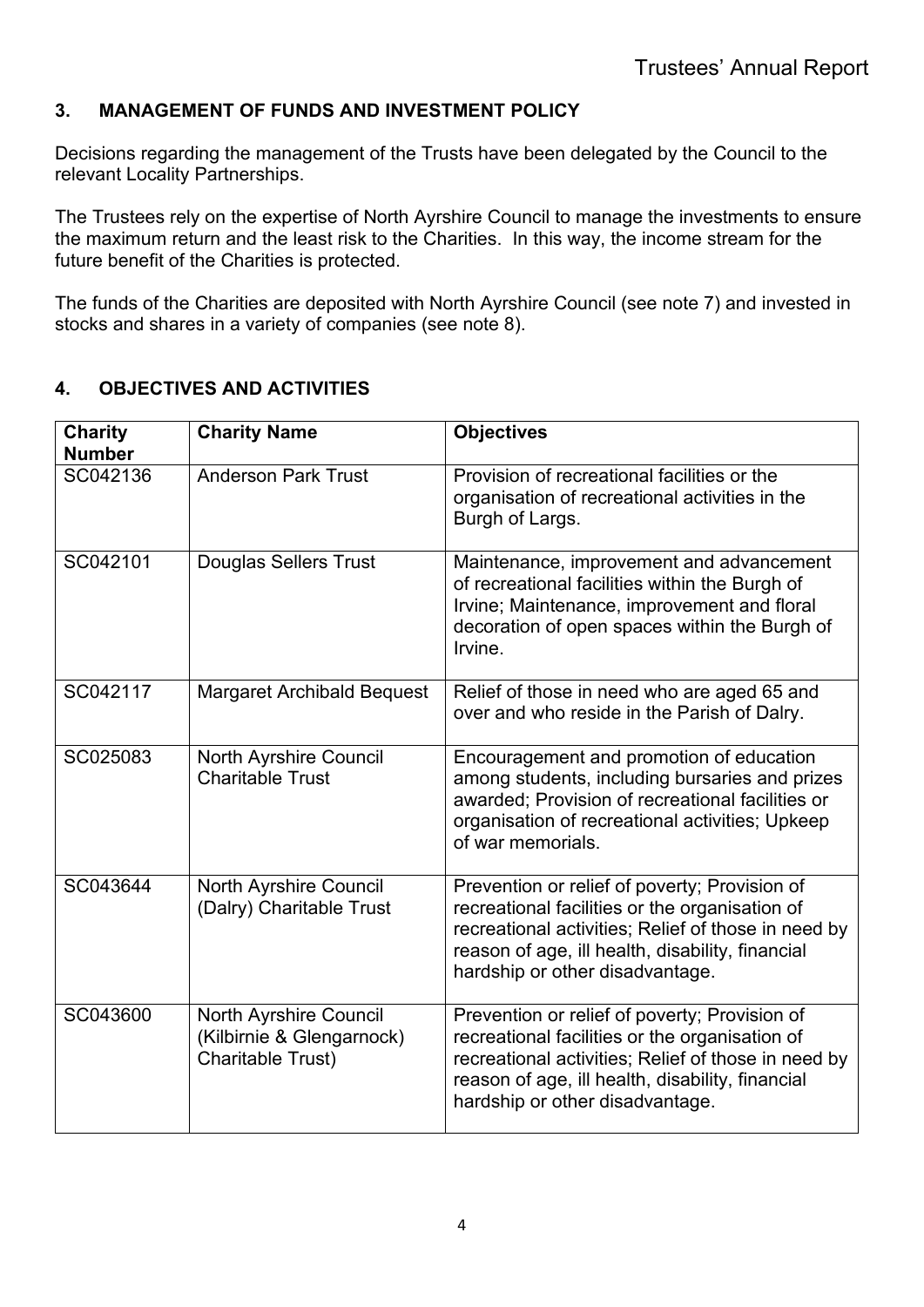## 3. MANAGEMENT OF FUNDS AND INVESTMENT POLICY

Decisions regarding the management of the Trusts have been delegated by the Council to the relevant Locality Partnerships.

The Trustees rely on the expertise of North Ayrshire Council to manage the investments to ensure the maximum return and the least risk to the Charities. In this way, the income stream for the future benefit of the Charities is protected.

The funds of the Charities are deposited with North Ayrshire Council (see note 7) and invested in stocks and shares in a variety of companies (see note 8).

## 4. OBJECTIVES AND ACTIVITIES

| Charity Number | Charity Name | Objectives |
| --- | --- | --- |
| SC042136 | Anderson Park Trust | Provision of recreational facilities or the organisation of recreational activities in the Burgh of Largs. |
| SC042101 | Douglas Sellers Trust | Maintenance, improvement and advancement of recreational facilities within the Burgh of Irvine; Maintenance, improvement and floral decoration of open spaces within the Burgh of Irvine. |
| SC042117 | Margaret Archibald Bequest | Relief of those in need who are aged 65 and over and who reside in the Parish of Dalry. |
| SC025083 | North Ayrshire Council Charitable Trust | Encouragement and promotion of education among students, including bursaries and prizes awarded; Provision of recreational facilities or organisation of recreational activities; Upkeep of war memorials. |
| SC043644 | North Ayrshire Council (Dalry) Charitable Trust | Prevention or relief of poverty; Provision of recreational facilities or the organisation of recreational activities; Relief of those in need by reason of age, ill health, disability, financial hardship or other disadvantage. |
| SC043600 | North Ayrshire Council (Kilbirnie & Glengarnock) Charitable Trust) | Prevention or relief of poverty; Provision of recreational facilities or the organisation of recreational activities; Relief of those in need by reason of age, ill health, disability, financial hardship or other disadvantage. |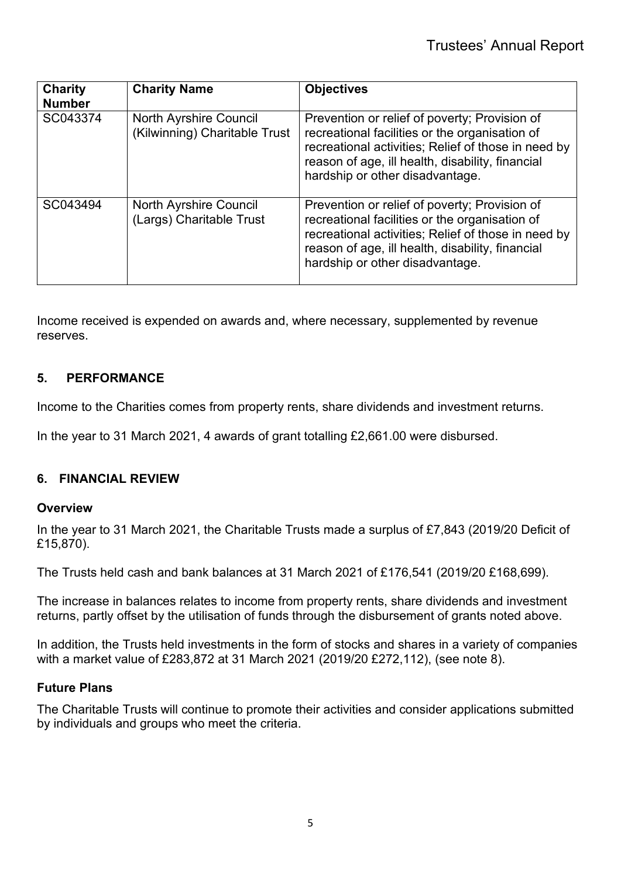| Charity Number | Charity Name | Objectives |
| --- | --- | --- |
| SC043374 | North Ayrshire Council (Kilwinning) Charitable Trust | Prevention or relief of poverty; Provision of recreational facilities or the organisation of recreational activities; Relief of those in need by reason of age, ill health, disability, financial hardship or other disadvantage. |
| SC043494 | North Ayrshire Council (Largs) Charitable Trust | Prevention or relief of poverty; Provision of recreational facilities or the organisation of recreational activities; Relief of those in need by reason of age, ill health, disability, financial hardship or other disadvantage. |

Income received is expended on awards and, where necessary, supplemented by revenue reserves.

## 5. PERFORMANCE

Income to the Charities comes from property rents, share dividends and investment returns.

In the year to 31 March 2021, 4 awards of grant totalling £2,661.00 were disbursed.

## 6. FINANCIAL REVIEW

### Overview

In the year to 31 March 2021, the Charitable Trusts made a surplus of £7,843 (2019/20 Deficit of £15,870).

The Trusts held cash and bank balances at 31 March 2021 of £176,541 (2019/20 £168,699).

The increase in balances relates to income from property rents, share dividends and investment returns, partly offset by the utilisation of funds through the disbursement of grants noted above.

In addition, the Trusts held investments in the form of stocks and shares in a variety of companies with a market value of £283,872 at 31 March 2021 (2019/20 £272,112), (see note 8).

### Future Plans

The Charitable Trusts will continue to promote their activities and consider applications submitted by individuals and groups who meet the criteria.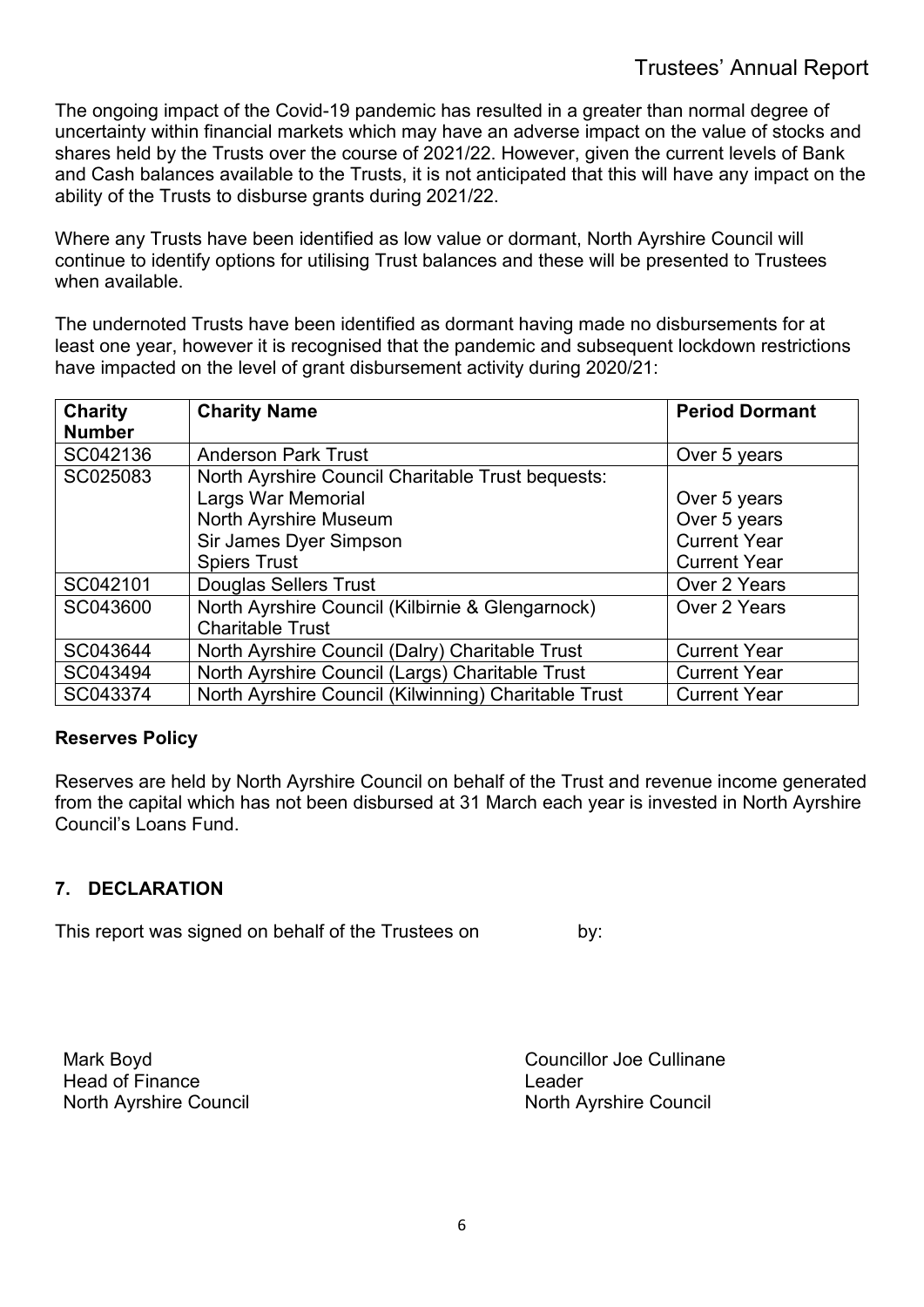The ongoing impact of the Covid-19 pandemic has resulted in a greater than normal degree of uncertainty within financial markets which may have an adverse impact on the value of stocks and shares held by the Trusts over the course of 2021/22. However, given the current levels of Bank and Cash balances available to the Trusts, it is not anticipated that this will have any impact on the ability of the Trusts to disburse grants during 2021/22.

Where any Trusts have been identified as low value or dormant, North Ayrshire Council will continue to identify options for utilising Trust balances and these will be presented to Trustees when available.

The undernoted Trusts have been identified as dormant having made no disbursements for at least one year, however it is recognised that the pandemic and subsequent lockdown restrictions have impacted on the level of grant disbursement activity during 2020/21:

| Charity Number | Charity Name | Period Dormant |
|---|---|---|
| SC042136 | Anderson Park Trust | Over 5 years |
| SC025083 | North Ayrshire Council Charitable Trust bequests: | |
| | Largs War Memorial | Over 5 years |
| | North Ayrshire Museum | Over 5 years |
| | Sir James Dyer Simpson | Current Year |
| | Spiers Trust | Current Year |
| SC042101 | Douglas Sellers Trust | Over 2 Years |
| SC043600 | North Ayrshire Council (Kilbirnie & Glengarnock) Charitable Trust | Over 2 Years |
| SC043644 | North Ayrshire Council (Dalry) Charitable Trust | Current Year |
| SC043494 | North Ayrshire Council (Largs) Charitable Trust | Current Year |
| SC043374 | North Ayrshire Council (Kilwinning) Charitable Trust | Current Year |

**Reserves Policy**

Reserves are held by North Ayrshire Council on behalf of the Trust and revenue income generated from the capital which has not been disbursed at 31 March each year is invested in North Ayrshire Council's Loans Fund.

## 7. DECLARATION

This report was signed on behalf of the Trustees on by:

Mark Boyd
Head of Finance
North Ayrshire Council

Councillor Joe Cullinane
Leader
North Ayrshire Council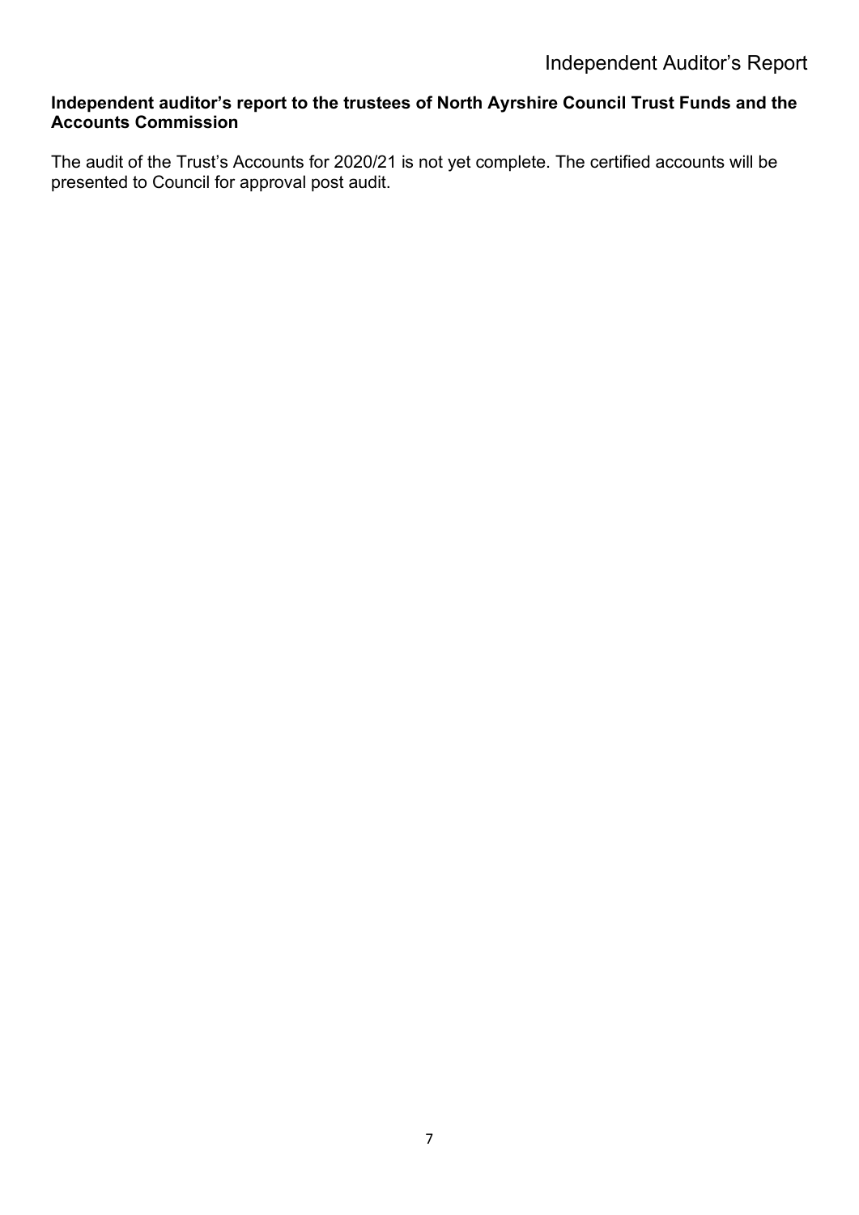# Independent Auditor's Report

**Independent auditor's report to the trustees of North Ayrshire Council Trust Funds and the Accounts Commission**

The audit of the Trust's Accounts for 2020/21 is not yet complete. The certified accounts will be presented to Council for approval post audit.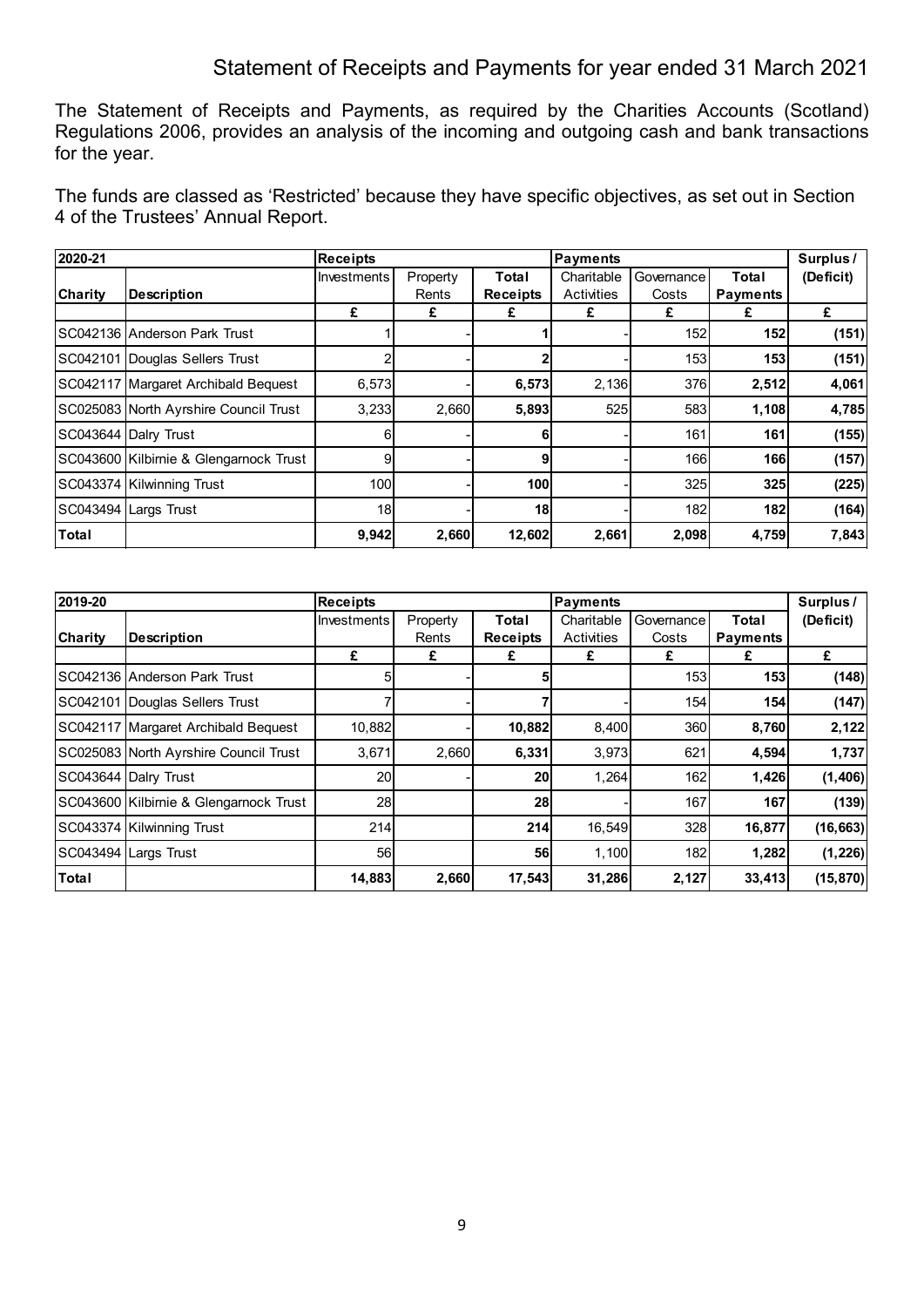# Statement of Receipts and Payments for year ended 31 March 2021

The Statement of Receipts and Payments, as required by the Charities Accounts (Scotland) Regulations 2006, provides an analysis of the incoming and outgoing cash and bank transactions for the year.

The funds are classed as 'Restricted' because they have specific objectives, as set out in Section 4 of the Trustees' Annual Report.

| 2020-21 | | Receipts | | | Payments | | | Surplus / |
|---|---|---|---|---|---|---|---|---|
| **Charity** | **Description** | Investments | Property Rents | **Total Receipts** | Charitable Activities | Governance Costs | **Total Payments** | **(Deficit)** |
| | | **£** | **£** | **£** | **£** | **£** | **£** | **£** |
| SC042136 | Anderson Park Trust | 1 | - | **1** | - | 152 | **152** | **(151)** |
| SC042101 | Douglas Sellers Trust | 2 | - | **2** | - | 153 | **153** | **(151)** |
| SC042117 | Margaret Archibald Bequest | 6,573 | - | **6,573** | 2,136 | 376 | **2,512** | **4,061** |
| SC025083 | North Ayrshire Council Trust | 3,233 | 2,660 | **5,893** | 525 | 583 | **1,108** | **4,785** |
| SC043644 | Dalry Trust | 6 | - | **6** | - | 161 | **161** | **(155)** |
| SC043600 | Kilbirnie & Glengarnock Trust | 9 | - | **9** | - | 166 | **166** | **(157)** |
| SC043374 | Kilwinning Trust | 100 | - | **100** | - | 325 | **325** | **(225)** |
| SC043494 | Largs Trust | 18 | - | **18** | - | 182 | **182** | **(164)** |
| **Total** | | **9,942** | **2,660** | **12,602** | **2,661** | **2,098** | **4,759** | **7,843** |

| 2019-20 | | Receipts | | | Payments | | | Surplus / |
|---|---|---|---|---|---|---|---|---|
| **Charity** | **Description** | Investments | Property Rents | **Total Receipts** | Charitable Activities | Governance Costs | **Total Payments** | **(Deficit)** |
| | | **£** | **£** | **£** | **£** | **£** | **£** | **£** |
| SC042136 | Anderson Park Trust | 5 | - | **5** | | 153 | **153** | **(148)** |
| SC042101 | Douglas Sellers Trust | 7 | - | **7** | - | 154 | **154** | **(147)** |
| SC042117 | Margaret Archibald Bequest | 10,882 | - | **10,882** | 8,400 | 360 | **8,760** | **2,122** |
| SC025083 | North Ayrshire Council Trust | 3,671 | 2,660 | **6,331** | 3,973 | 621 | **4,594** | **1,737** |
| SC043644 | Dalry Trust | 20 | - | **20** | 1,264 | 162 | **1,426** | **(1,406)** |
| SC043600 | Kilbirnie & Glengarnock Trust | 28 | | **28** | - | 167 | **167** | **(139)** |
| SC043374 | Kilwinning Trust | 214 | | **214** | 16,549 | 328 | **16,877** | **(16,663)** |
| SC043494 | Largs Trust | 56 | | **56** | 1,100 | 182 | **1,282** | **(1,226)** |
| **Total** | | **14,883** | **2,660** | **17,543** | **31,286** | **2,127** | **33,413** | **(15,870)** |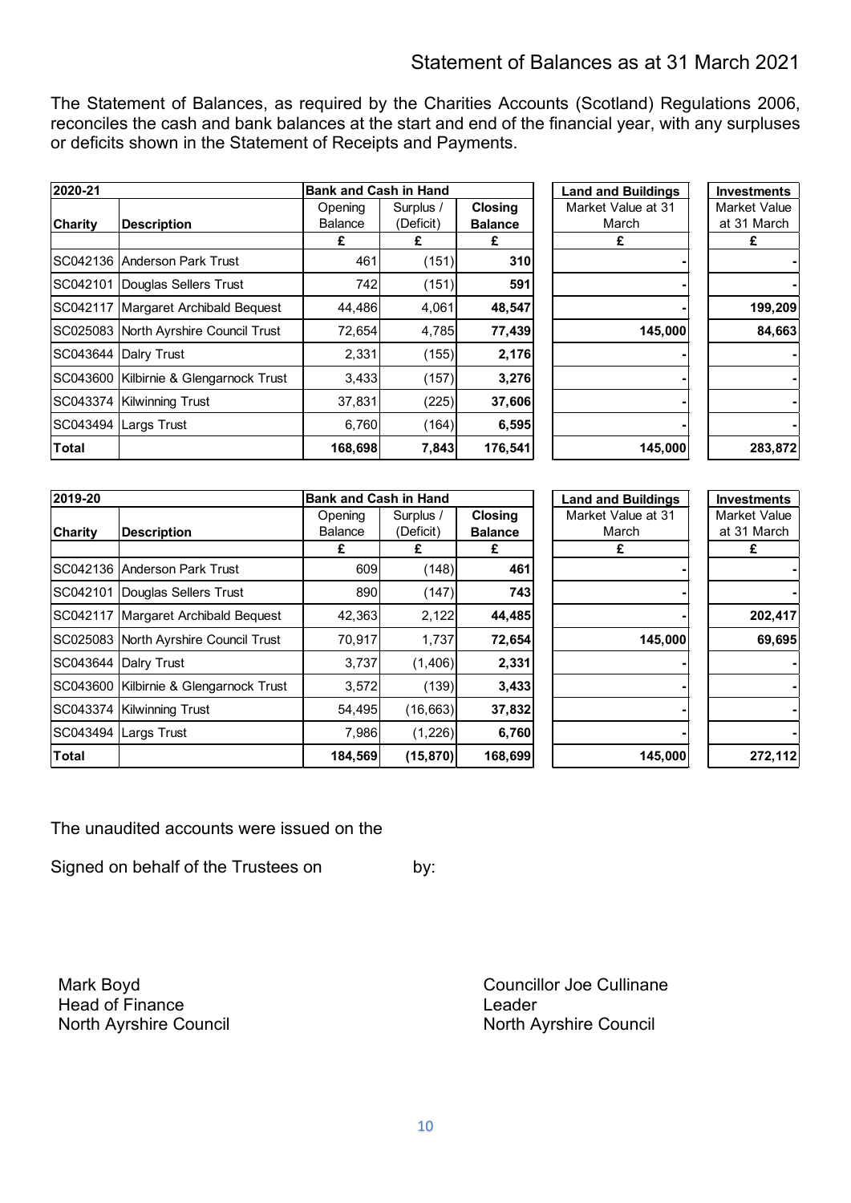## Statement of Balances as at 31 March 2021

The Statement of Balances, as required by the Charities Accounts (Scotland) Regulations 2006, reconciles the cash and bank balances at the start and end of the financial year, with any surpluses or deficits shown in the Statement of Receipts and Payments.

| 2020-21 | | Bank and Cash in Hand | | | Land and Buildings | Investments |
|---|---|---|---|---|---|---|
| Charity | Description | Opening Balance | Surplus / (Deficit) | Closing Balance | Market Value at 31 March | Market Value at 31 March |
| | | £ | £ | £ | £ | £ |
| SC042136 | Anderson Park Trust | 461 | (151) | **310** | - | - |
| SC042101 | Douglas Sellers Trust | 742 | (151) | **591** | - | - |
| SC042117 | Margaret Archibald Bequest | 44,486 | 4,061 | **48,547** | - | **199,209** |
| SC025083 | North Ayrshire Council Trust | 72,654 | 4,785 | **77,439** | **145,000** | **84,663** |
| SC043644 | Dalry Trust | 2,331 | (155) | **2,176** | - | - |
| SC043600 | Kilbirnie & Glengarnock Trust | 3,433 | (157) | **3,276** | - | - |
| SC043374 | Kilwinning Trust | 37,831 | (225) | **37,606** | - | - |
| SC043494 | Largs Trust | 6,760 | (164) | **6,595** | - | - |
| **Total** | | **168,698** | **7,843** | **176,541** | **145,000** | **283,872** |

| 2019-20 | | Bank and Cash in Hand | | | Land and Buildings | Investments |
|---|---|---|---|---|---|---|
| Charity | Description | Opening Balance | Surplus / (Deficit) | Closing Balance | Market Value at 31 March | Market Value at 31 March |
| | | £ | £ | £ | £ | £ |
| SC042136 | Anderson Park Trust | 609 | (148) | **461** | - | - |
| SC042101 | Douglas Sellers Trust | 890 | (147) | **743** | - | - |
| SC042117 | Margaret Archibald Bequest | 42,363 | 2,122 | **44,485** | - | **202,417** |
| SC025083 | North Ayrshire Council Trust | 70,917 | 1,737 | **72,654** | **145,000** | **69,695** |
| SC043644 | Dalry Trust | 3,737 | (1,406) | **2,331** | - | - |
| SC043600 | Kilbirnie & Glengarnock Trust | 3,572 | (139) | **3,433** | - | - |
| SC043374 | Kilwinning Trust | 54,495 | (16,663) | **37,832** | - | - |
| SC043494 | Largs Trust | 7,986 | (1,226) | **6,760** | - | - |
| **Total** | | **184,569** | **(15,870)** | **168,699** | **145,000** | **272,112** |

The unaudited accounts were issued on the

Signed on behalf of the Trustees on by:

Mark Boyd
Head of Finance
North Ayrshire Council

Councillor Joe Cullinane
Leader
North Ayrshire Council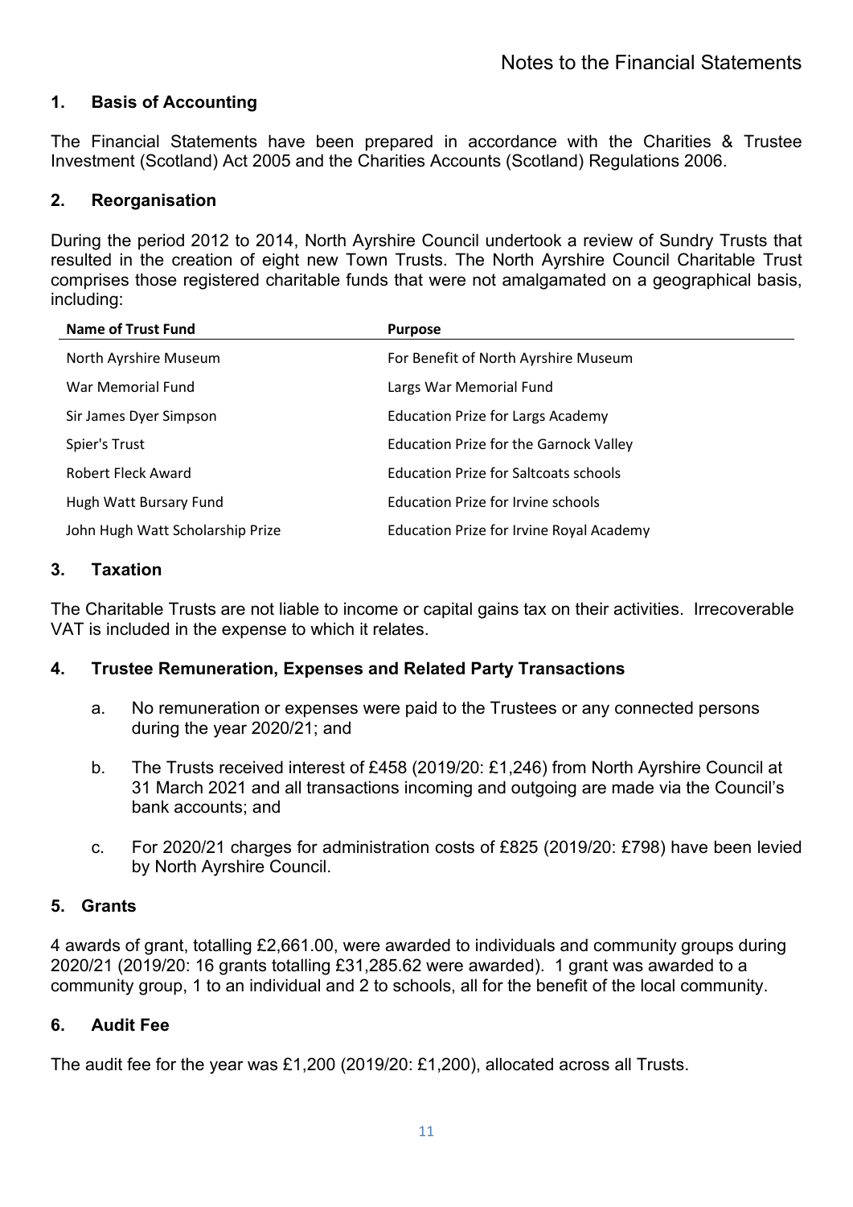# Notes to the Financial Statements

## 1. Basis of Accounting

The Financial Statements have been prepared in accordance with the Charities & Trustee Investment (Scotland) Act 2005 and the Charities Accounts (Scotland) Regulations 2006.

## 2. Reorganisation

During the period 2012 to 2014, North Ayrshire Council undertook a review of Sundry Trusts that resulted in the creation of eight new Town Trusts. The North Ayrshire Council Charitable Trust comprises those registered charitable funds that were not amalgamated on a geographical basis, including:

| Name of Trust Fund | Purpose |
|---|---|
| North Ayrshire Museum | For Benefit of North Ayrshire Museum |
| War Memorial Fund | Largs War Memorial Fund |
| Sir James Dyer Simpson | Education Prize for Largs Academy |
| Spier's Trust | Education Prize for the Garnock Valley |
| Robert Fleck Award | Education Prize for Saltcoats schools |
| Hugh Watt Bursary Fund | Education Prize for Irvine schools |
| John Hugh Watt Scholarship Prize | Education Prize for Irvine Royal Academy |

## 3. Taxation

The Charitable Trusts are not liable to income or capital gains tax on their activities. Irrecoverable VAT is included in the expense to which it relates.

## 4. Trustee Remuneration, Expenses and Related Party Transactions

a. No remuneration or expenses were paid to the Trustees or any connected persons during the year 2020/21; and

b. The Trusts received interest of £458 (2019/20: £1,246) from North Ayrshire Council at 31 March 2021 and all transactions incoming and outgoing are made via the Council's bank accounts; and

c. For 2020/21 charges for administration costs of £825 (2019/20: £798) have been levied by North Ayrshire Council.

## 5. Grants

4 awards of grant, totalling £2,661.00, were awarded to individuals and community groups during 2020/21 (2019/20: 16 grants totalling £31,285.62 were awarded). 1 grant was awarded to a community group, 1 to an individual and 2 to schools, all for the benefit of the local community.

## 6. Audit Fee

The audit fee for the year was £1,200 (2019/20: £1,200), allocated across all Trusts.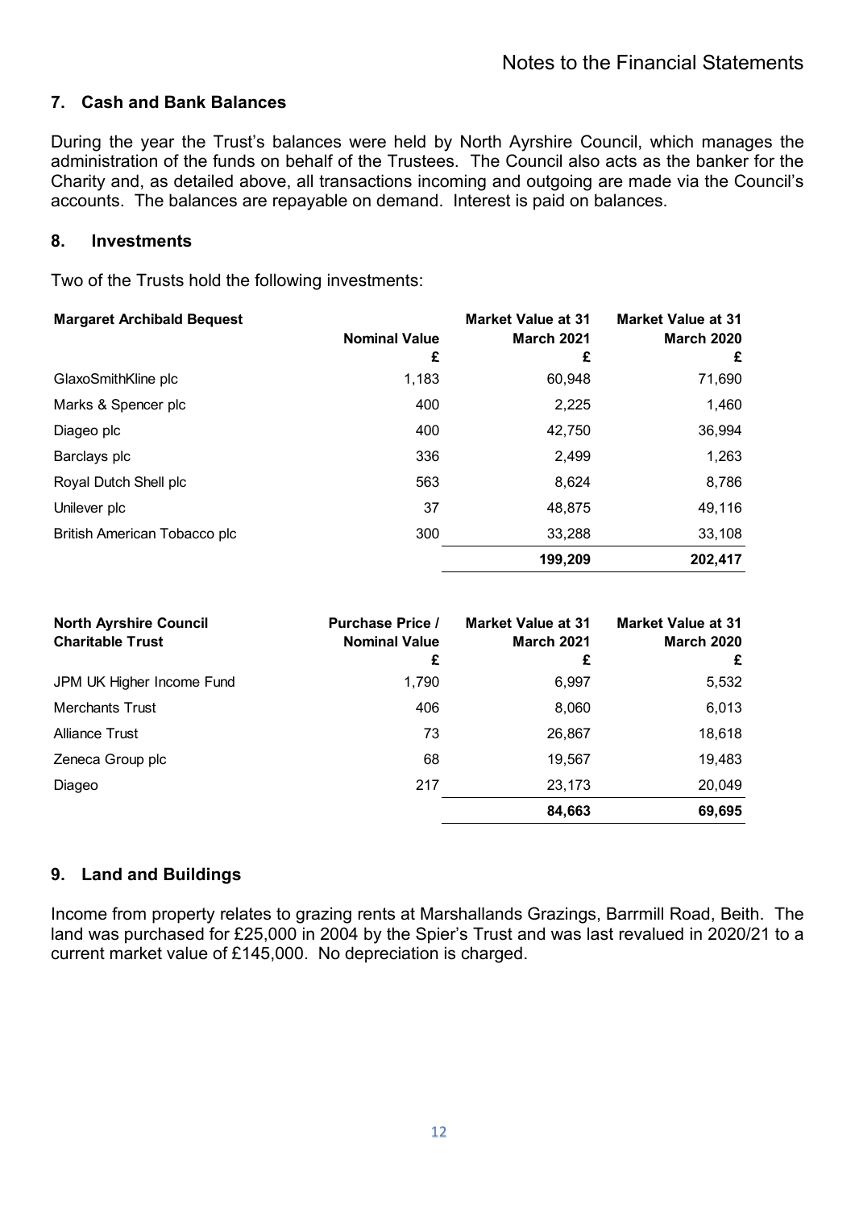## 7. Cash and Bank Balances

During the year the Trust's balances were held by North Ayrshire Council, which manages the administration of the funds on behalf of the Trustees. The Council also acts as the banker for the Charity and, as detailed above, all transactions incoming and outgoing are made via the Council's accounts. The balances are repayable on demand. Interest is paid on balances.

## 8. Investments

Two of the Trusts hold the following investments:

| **Margaret Archibald Bequest** | **Nominal Value £** | **Market Value at 31 March 2021 £** | **Market Value at 31 March 2020 £** |
|---|---|---|---|
| GlaxoSmithKline plc | 1,183 | 60,948 | 71,690 |
| Marks & Spencer plc | 400 | 2,225 | 1,460 |
| Diageo plc | 400 | 42,750 | 36,994 |
| Barclays plc | 336 | 2,499 | 1,263 |
| Royal Dutch Shell plc | 563 | 8,624 | 8,786 |
| Unilever plc | 37 | 48,875 | 49,116 |
| British American Tobacco plc | 300 | 33,288 | 33,108 |
| | | **199,209** | **202,417** |

| **North Ayrshire Council Charitable Trust** | **Purchase Price / Nominal Value £** | **Market Value at 31 March 2021 £** | **Market Value at 31 March 2020 £** |
|---|---|---|---|
| JPM UK Higher Income Fund | 1,790 | 6,997 | 5,532 |
| Merchants Trust | 406 | 8,060 | 6,013 |
| Alliance Trust | 73 | 26,867 | 18,618 |
| Zeneca Group plc | 68 | 19,567 | 19,483 |
| Diageo | 217 | 23,173 | 20,049 |
| | | **84,663** | **69,695** |

## 9. Land and Buildings

Income from property relates to grazing rents at Marshallands Grazings, Barrmill Road, Beith. The land was purchased for £25,000 in 2004 by the Spier's Trust and was last revalued in 2020/21 to a current market value of £145,000. No depreciation is charged.